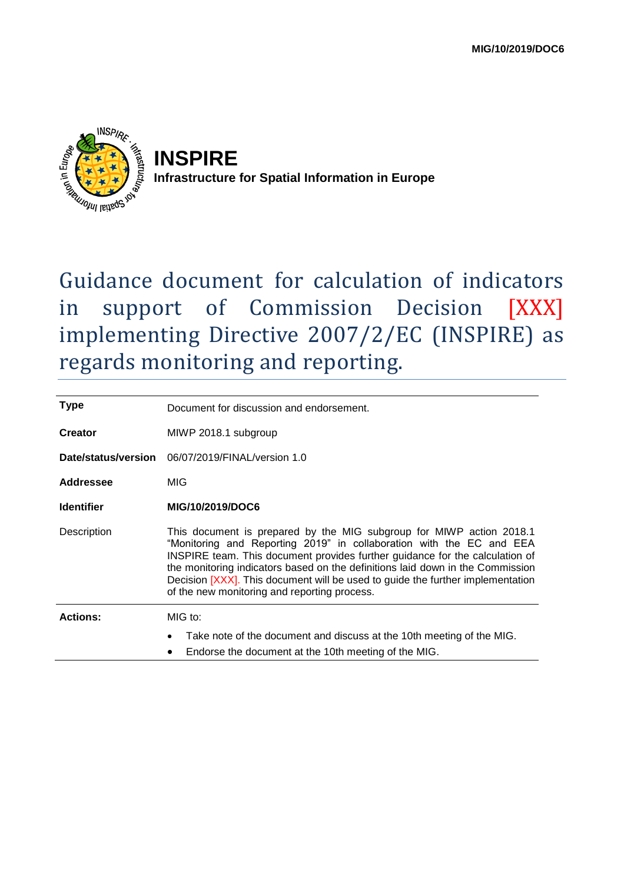MIG/10/2019/DOC6

**INSPIRE**

**Infrastructure for Spatial Information in Europe**

# Guidance document for calculation of indicators in support of Commission Decision [XXX] implementing Directive 2007/2/EC (INSPIRE) as regards monitoring and reporting.

| | |
|---|---|
| **Type** | Document for discussion and endorsement. |
| **Creator** | MIWP 2018.1 subgroup |
| **Date/status/version** | 06/07/2019/FINAL/version 1.0 |
| **Addressee** | MIG |
| **Identifier** | **MIG/10/2019/DOC6** |
| Description | This document is prepared by the MIG subgroup for MIWP action 2018.1 "Monitoring and Reporting 2019" in collaboration with the EC and EEA INSPIRE team. This document provides further guidance for the calculation of the monitoring indicators based on the definitions laid down in the Commission Decision [XXX]. This document will be used to guide the further implementation of the new monitoring and reporting process. |
| **Actions:** | MIG to:<br>• Take note of the document and discuss at the 10th meeting of the MIG.<br>• Endorse the document at the 10th meeting of the MIG. |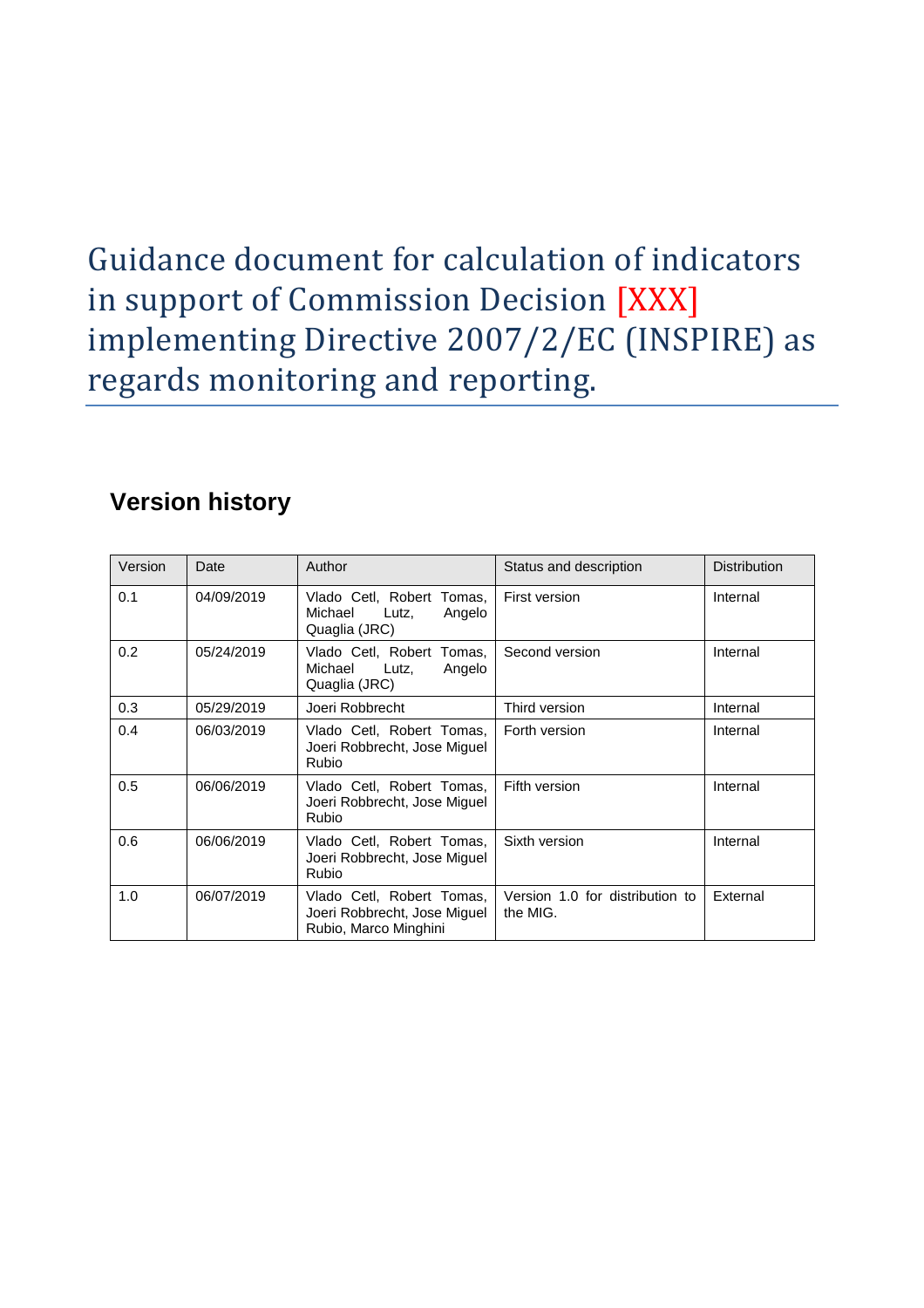# Guidance document for calculation of indicators in support of Commission Decision [XXX] implementing Directive 2007/2/EC (INSPIRE) as regards monitoring and reporting.

## Version history

| Version | Date | Author | Status and description | Distribution |
|---|---|---|---|---|
| 0.1 | 04/09/2019 | Vlado Cetl, Robert Tomas, Michael Lutz, Angelo Quaglia (JRC) | First version | Internal |
| 0.2 | 05/24/2019 | Vlado Cetl, Robert Tomas, Michael Lutz, Angelo Quaglia (JRC) | Second version | Internal |
| 0.3 | 05/29/2019 | Joeri Robbrecht | Third version | Internal |
| 0.4 | 06/03/2019 | Vlado Cetl, Robert Tomas, Joeri Robbrecht, Jose Miguel Rubio | Forth version | Internal |
| 0.5 | 06/06/2019 | Vlado Cetl, Robert Tomas, Joeri Robbrecht, Jose Miguel Rubio | Fifth version | Internal |
| 0.6 | 06/06/2019 | Vlado Cetl, Robert Tomas, Joeri Robbrecht, Jose Miguel Rubio | Sixth version | Internal |
| 1.0 | 06/07/2019 | Vlado Cetl, Robert Tomas, Joeri Robbrecht, Jose Miguel Rubio, Marco Minghini | Version 1.0 for distribution to the MIG. | External |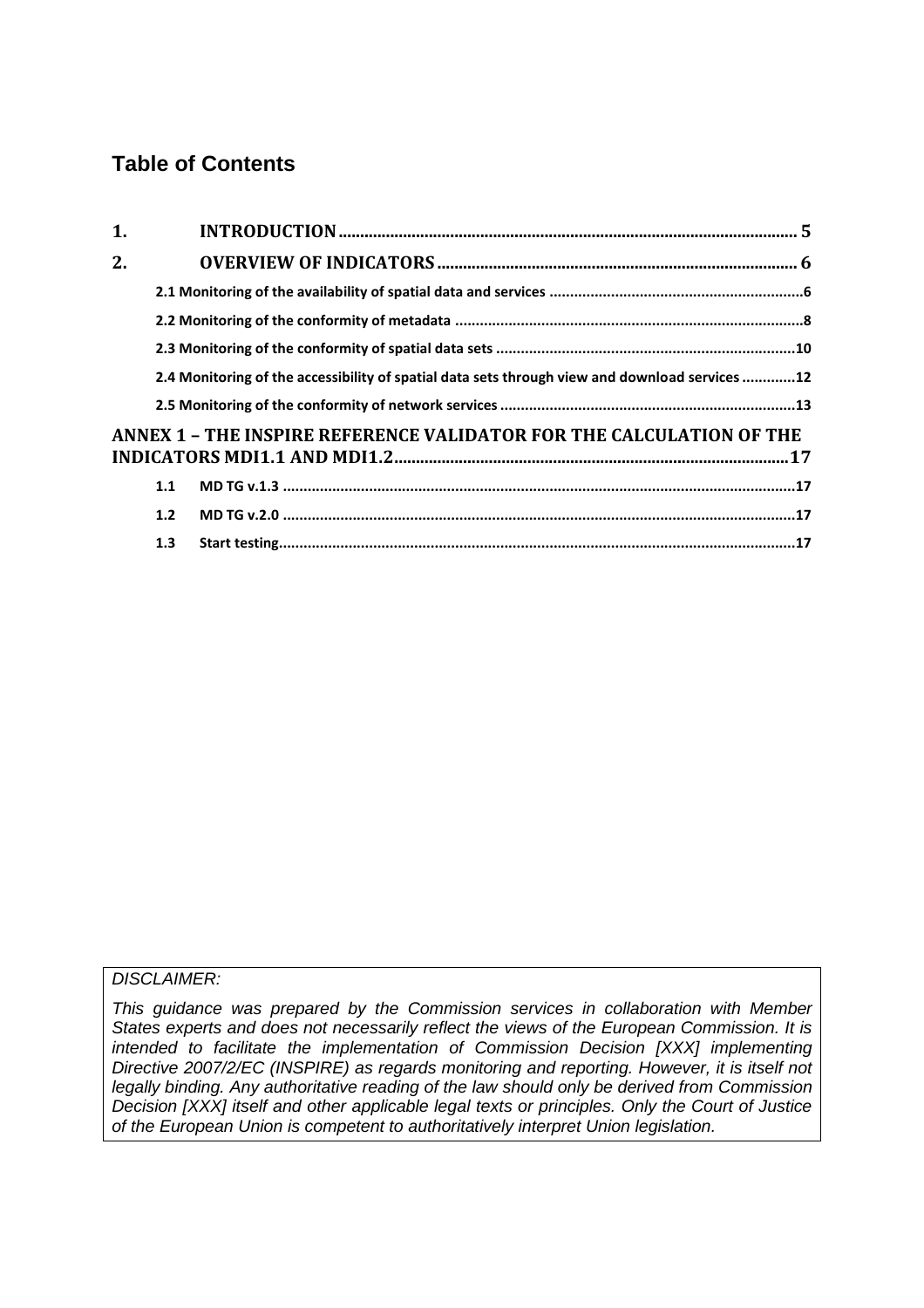## Table of Contents

1. INTRODUCTION ........................................................................................................ 5
2. OVERVIEW OF INDICATORS ................................................................................. 6
   - 2.1 Monitoring of the availability of spatial data and services .............................................................6
   - 2.2 Monitoring of the conformity of metadata ....................................................................................8
   - 2.3 Monitoring of the conformity of spatial data sets .........................................................................10
   - 2.4 Monitoring of the accessibility of spatial data sets through view and download services .............12
   - 2.5 Monitoring of the conformity of network services .......................................................................13

ANNEX 1 – THE INSPIRE REFERENCE VALIDATOR FOR THE CALCULATION OF THE INDICATORS MDI1.1 AND MDI1.2 ............................................................................................17
   - 1.1 MD TG v.1.3 ...........................................................................................................................17
   - 1.2 MD TG v.2.0 ...........................................................................................................................17
   - 1.3 Start testing.............................................................................................................................17

*DISCLAIMER:*

*This guidance was prepared by the Commission services in collaboration with Member States experts and does not necessarily reflect the views of the European Commission. It is intended to facilitate the implementation of Commission Decision [XXX] implementing Directive 2007/2/EC (INSPIRE) as regards monitoring and reporting. However, it is itself not legally binding. Any authoritative reading of the law should only be derived from Commission Decision [XXX] itself and other applicable legal texts or principles. Only the Court of Justice of the European Union is competent to authoritatively interpret Union legislation.*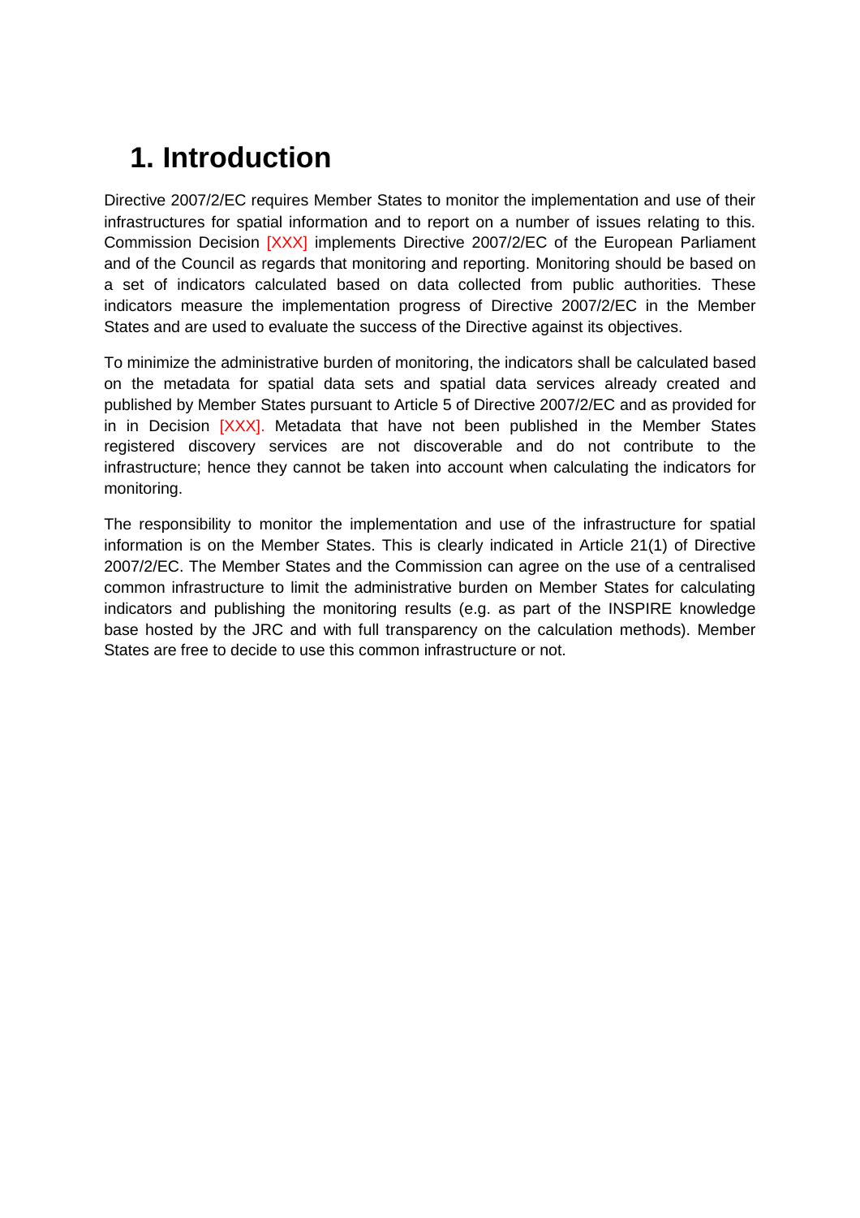# 1. Introduction

Directive 2007/2/EC requires Member States to monitor the implementation and use of their infrastructures for spatial information and to report on a number of issues relating to this. Commission Decision [XXX] implements Directive 2007/2/EC of the European Parliament and of the Council as regards that monitoring and reporting. Monitoring should be based on a set of indicators calculated based on data collected from public authorities. These indicators measure the implementation progress of Directive 2007/2/EC in the Member States and are used to evaluate the success of the Directive against its objectives.

To minimize the administrative burden of monitoring, the indicators shall be calculated based on the metadata for spatial data sets and spatial data services already created and published by Member States pursuant to Article 5 of Directive 2007/2/EC and as provided for in in Decision [XXX]. Metadata that have not been published in the Member States registered discovery services are not discoverable and do not contribute to the infrastructure; hence they cannot be taken into account when calculating the indicators for monitoring.

The responsibility to monitor the implementation and use of the infrastructure for spatial information is on the Member States. This is clearly indicated in Article 21(1) of Directive 2007/2/EC. The Member States and the Commission can agree on the use of a centralised common infrastructure to limit the administrative burden on Member States for calculating indicators and publishing the monitoring results (e.g. as part of the INSPIRE knowledge base hosted by the JRC and with full transparency on the calculation methods). Member States are free to decide to use this common infrastructure or not.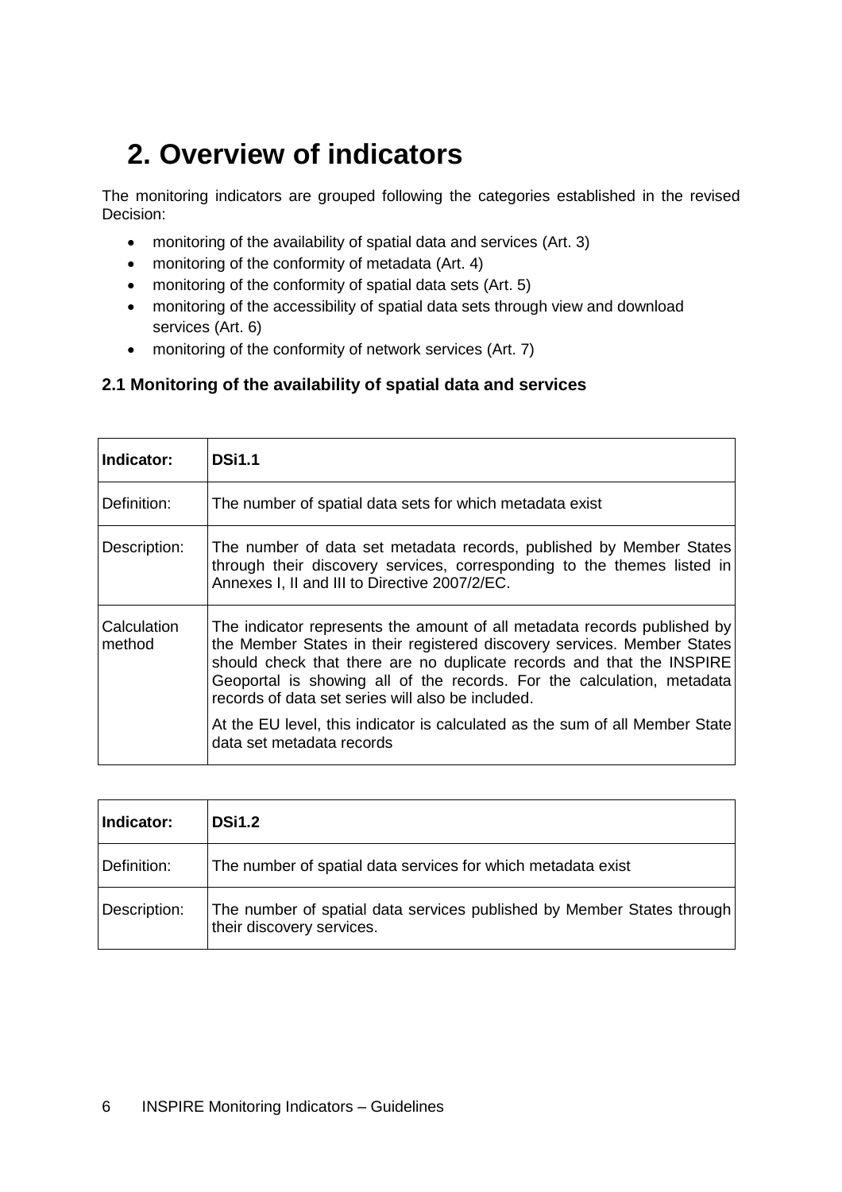# 2. Overview of indicators

The monitoring indicators are grouped following the categories established in the revised Decision:

- monitoring of the availability of spatial data and services (Art. 3)
- monitoring of the conformity of metadata (Art. 4)
- monitoring of the conformity of spatial data sets (Art. 5)
- monitoring of the accessibility of spatial data sets through view and download services (Art. 6)
- monitoring of the conformity of network services (Art. 7)

### 2.1 Monitoring of the availability of spatial data and services

| **Indicator:** | **DSi1.1** |
|---|---|
| Definition: | The number of spatial data sets for which metadata exist |
| Description: | The number of data set metadata records, published by Member States through their discovery services, corresponding to the themes listed in Annexes I, II and III to Directive 2007/2/EC. |
| Calculation method | The indicator represents the amount of all metadata records published by the Member States in their registered discovery services. Member States should check that there are no duplicate records and that the INSPIRE Geoportal is showing all of the records. For the calculation, metadata records of data set series will also be included.<br><br>At the EU level, this indicator is calculated as the sum of all Member State data set metadata records |

| **Indicator:** | **DSi1.2** |
|---|---|
| Definition: | The number of spatial data services for which metadata exist |
| Description: | The number of spatial data services published by Member States through their discovery services. |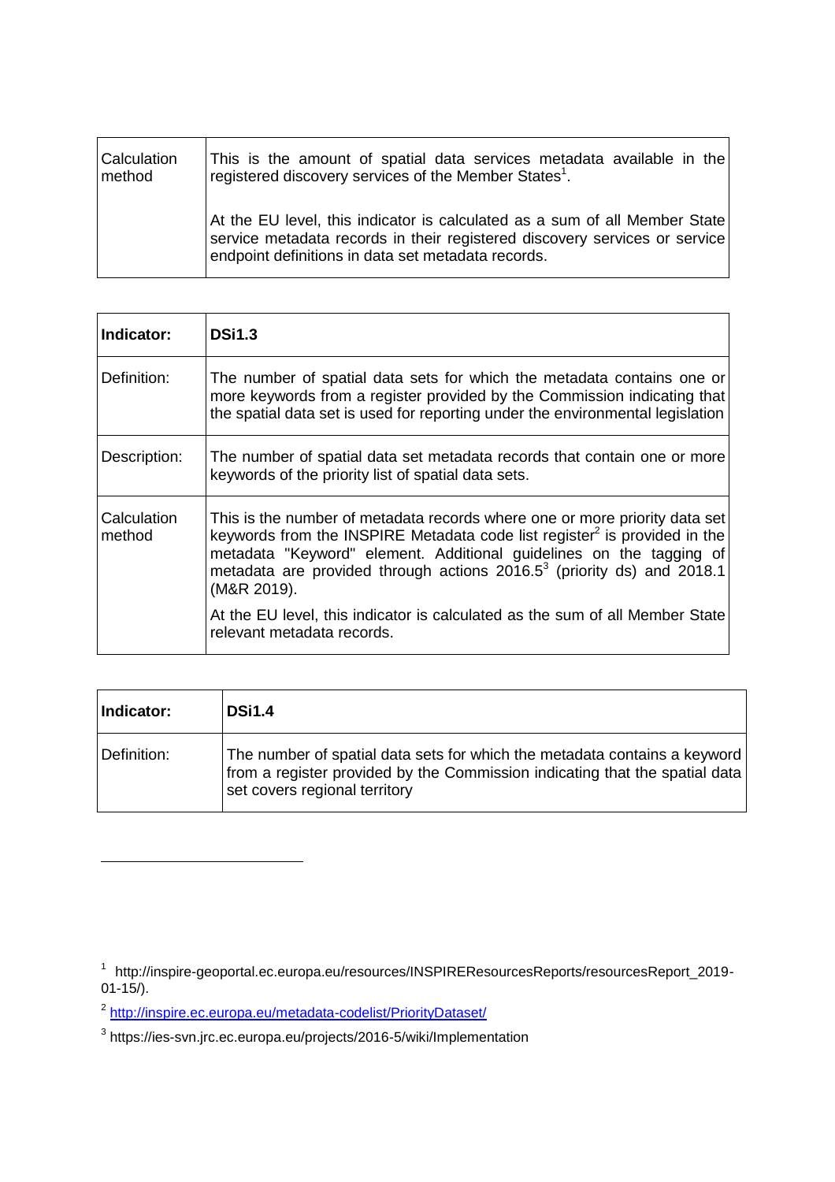| Calculation method | This is the amount of spatial data services metadata available in the registered discovery services of the Member States[1].<br><br>At the EU level, this indicator is calculated as a sum of all Member State service metadata records in their registered discovery services or service endpoint definitions in data set metadata records. |
|---|---|

| **Indicator:** | **DSi1.3** |
|---|---|
| Definition: | The number of spatial data sets for which the metadata contains one or more keywords from a register provided by the Commission indicating that the spatial data set is used for reporting under the environmental legislation |
| Description: | The number of spatial data set metadata records that contain one or more keywords of the priority list of spatial data sets. |
| Calculation method | This is the number of metadata records where one or more priority data set keywords from the INSPIRE Metadata code list register[2] is provided in the metadata "Keyword" element. Additional guidelines on the tagging of metadata are provided through actions 2016.5[3] (priority ds) and 2018.1 (M&R 2019).<br><br>At the EU level, this indicator is calculated as the sum of all Member State relevant metadata records. |

| **Indicator:** | **DSi1.4** |
|---|---|
| Definition: | The number of spatial data sets for which the metadata contains a keyword from a register provided by the Commission indicating that the spatial data set covers regional territory |

[1] http://inspire-geoportal.ec.europa.eu/resources/INSPIREResourcesReports/resourcesReport_2019-01-15/).

[2] http://inspire.ec.europa.eu/metadata-codelist/PriorityDataset/

[3] https://ies-svn.jrc.ec.europa.eu/projects/2016-5/wiki/Implementation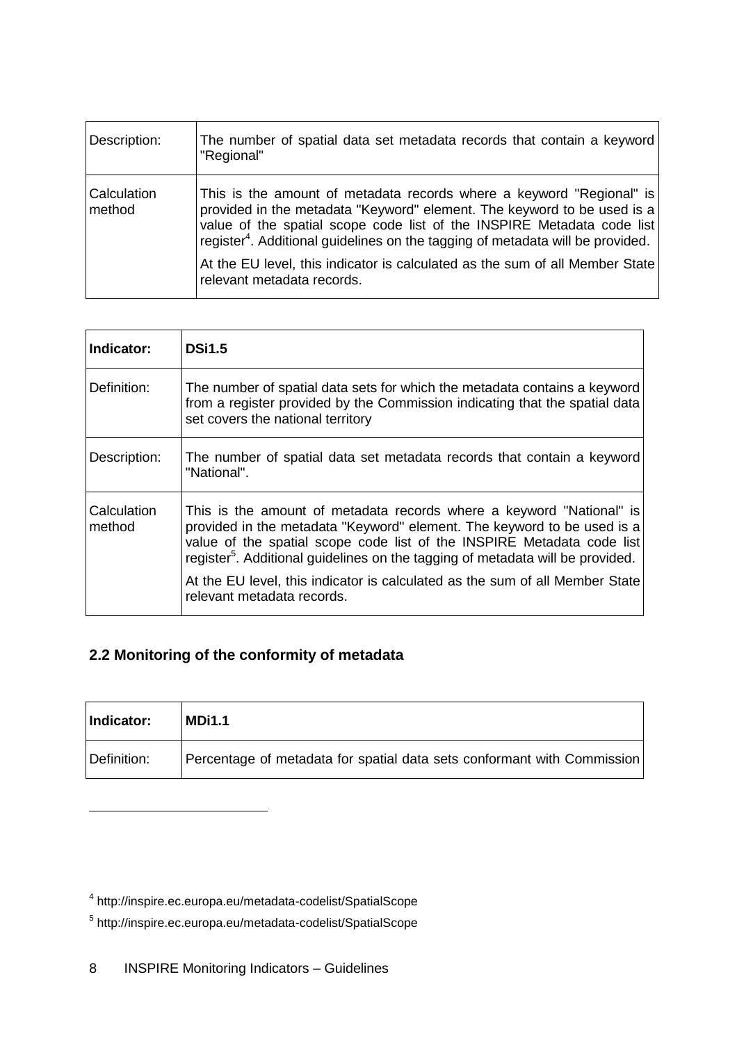| | |
|---|---|
| Description: | The number of spatial data set metadata records that contain a keyword "Regional" |
| Calculation method | This is the amount of metadata records where a keyword "Regional" is provided in the metadata "Keyword" element. The keyword to be used is a value of the spatial scope code list of the INSPIRE Metadata code list register[4]. Additional guidelines on the tagging of metadata will be provided.<br><br>At the EU level, this indicator is calculated as the sum of all Member State relevant metadata records. |

| **Indicator:** | **DSi1.5** |
|---|---|
| Definition: | The number of spatial data sets for which the metadata contains a keyword from a register provided by the Commission indicating that the spatial data set covers the national territory |
| Description: | The number of spatial data set metadata records that contain a keyword "National". |
| Calculation method | This is the amount of metadata records where a keyword "National" is provided in the metadata "Keyword" element. The keyword to be used is a value of the spatial scope code list of the INSPIRE Metadata code list register[5]. Additional guidelines on the tagging of metadata will be provided.<br><br>At the EU level, this indicator is calculated as the sum of all Member State relevant metadata records. |

## 2.2 Monitoring of the conformity of metadata

| **Indicator:** | **MDi1.1** |
|---|---|
| Definition: | Percentage of metadata for spatial data sets conformant with Commission |

[4] http://inspire.ec.europa.eu/metadata-codelist/SpatialScope

[5] http://inspire.ec.europa.eu/metadata-codelist/SpatialScope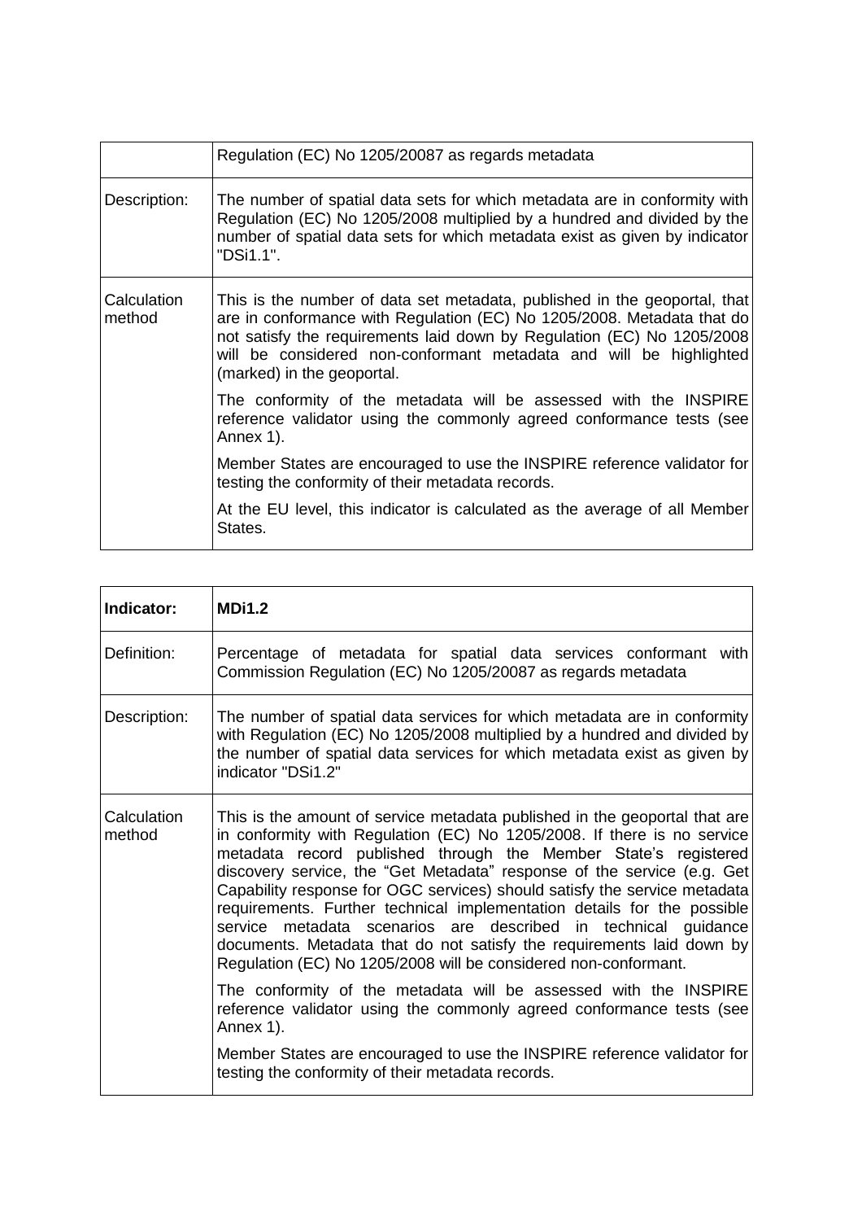| | Regulation (EC) No 1205/20087 as regards metadata |
|---|---|
| Description: | The number of spatial data sets for which metadata are in conformity with Regulation (EC) No 1205/2008 multiplied by a hundred and divided by the number of spatial data sets for which metadata exist as given by indicator "DSi1.1". |
| Calculation method | This is the number of data set metadata, published in the geoportal, that are in conformance with Regulation (EC) No 1205/2008. Metadata that do not satisfy the requirements laid down by Regulation (EC) No 1205/2008 will be considered non-conformant metadata and will be highlighted (marked) in the geoportal.<br><br>The conformity of the metadata will be assessed with the INSPIRE reference validator using the commonly agreed conformance tests (see Annex 1).<br><br>Member States are encouraged to use the INSPIRE reference validator for testing the conformity of their metadata records.<br><br>At the EU level, this indicator is calculated as the average of all Member States. |

| **Indicator:** | **MDi1.2** |
|---|---|
| Definition: | Percentage of metadata for spatial data services conformant with Commission Regulation (EC) No 1205/20087 as regards metadata |
| Description: | The number of spatial data services for which metadata are in conformity with Regulation (EC) No 1205/2008 multiplied by a hundred and divided by the number of spatial data services for which metadata exist as given by indicator "DSi1.2" |
| Calculation method | This is the amount of service metadata published in the geoportal that are in conformity with Regulation (EC) No 1205/2008. If there is no service metadata record published through the Member State's registered discovery service, the "Get Metadata" response of the service (e.g. Get Capability response for OGC services) should satisfy the service metadata requirements. Further technical implementation details for the possible service metadata scenarios are described in technical guidance documents. Metadata that do not satisfy the requirements laid down by Regulation (EC) No 1205/2008 will be considered non-conformant.<br><br>The conformity of the metadata will be assessed with the INSPIRE reference validator using the commonly agreed conformance tests (see Annex 1).<br><br>Member States are encouraged to use the INSPIRE reference validator for testing the conformity of their metadata records. |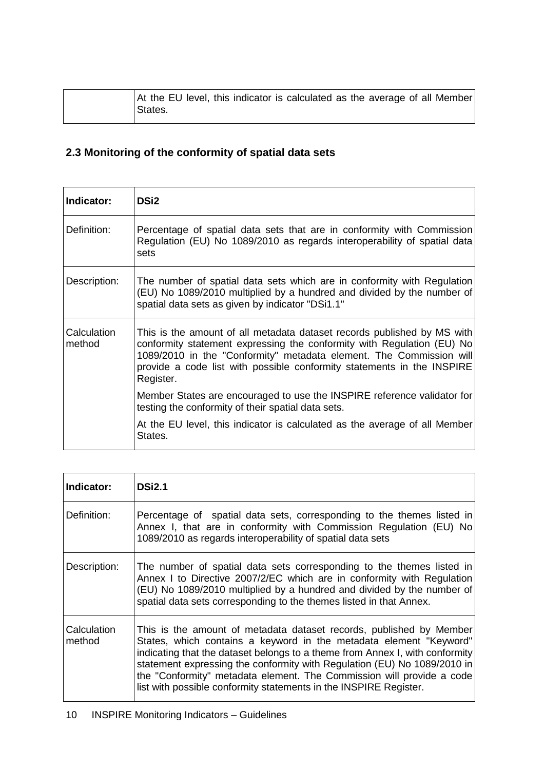| | |
|---|---|
| | At the EU level, this indicator is calculated as the average of all Member States. |

## 2.3 Monitoring of the conformity of spatial data sets

| **Indicator:** | **DSi2** |
|---|---|
| Definition: | Percentage of spatial data sets that are in conformity with Commission Regulation (EU) No 1089/2010 as regards interoperability of spatial data sets |
| Description: | The number of spatial data sets which are in conformity with Regulation (EU) No 1089/2010 multiplied by a hundred and divided by the number of spatial data sets as given by indicator "DSi1.1" |
| Calculation method | This is the amount of all metadata dataset records published by MS with conformity statement expressing the conformity with Regulation (EU) No 1089/2010 in the "Conformity" metadata element. The Commission will provide a code list with possible conformity statements in the INSPIRE Register.<br><br>Member States are encouraged to use the INSPIRE reference validator for testing the conformity of their spatial data sets.<br><br>At the EU level, this indicator is calculated as the average of all Member States. |

| **Indicator:** | **DSi2.1** |
|---|---|
| Definition: | Percentage of spatial data sets, corresponding to the themes listed in Annex I, that are in conformity with Commission Regulation (EU) No 1089/2010 as regards interoperability of spatial data sets |
| Description: | The number of spatial data sets corresponding to the themes listed in Annex I to Directive 2007/2/EC which are in conformity with Regulation (EU) No 1089/2010 multiplied by a hundred and divided by the number of spatial data sets corresponding to the themes listed in that Annex. |
| Calculation method | This is the amount of metadata dataset records, published by Member States, which contains a keyword in the metadata element "Keyword" indicating that the dataset belongs to a theme from Annex I, with conformity statement expressing the conformity with Regulation (EU) No 1089/2010 in the "Conformity" metadata element. The Commission will provide a code list with possible conformity statements in the INSPIRE Register. |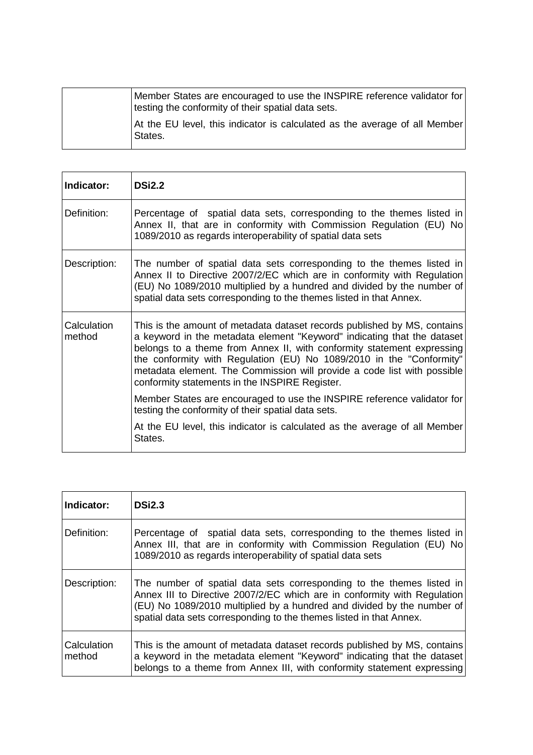|  |  |
|---|---|
|  | Member States are encouraged to use the INSPIRE reference validator for testing the conformity of their spatial data sets.<br><br>At the EU level, this indicator is calculated as the average of all Member States. |

| **Indicator:** | **DSi2.2** |
|---|---|
| Definition: | Percentage of spatial data sets, corresponding to the themes listed in Annex II, that are in conformity with Commission Regulation (EU) No 1089/2010 as regards interoperability of spatial data sets |
| Description: | The number of spatial data sets corresponding to the themes listed in Annex II to Directive 2007/2/EC which are in conformity with Regulation (EU) No 1089/2010 multiplied by a hundred and divided by the number of spatial data sets corresponding to the themes listed in that Annex. |
| Calculation method | This is the amount of metadata dataset records published by MS, contains a keyword in the metadata element "Keyword" indicating that the dataset belongs to a theme from Annex II, with conformity statement expressing the conformity with Regulation (EU) No 1089/2010 in the "Conformity" metadata element. The Commission will provide a code list with possible conformity statements in the INSPIRE Register.<br><br>Member States are encouraged to use the INSPIRE reference validator for testing the conformity of their spatial data sets.<br><br>At the EU level, this indicator is calculated as the average of all Member States. |

| **Indicator:** | **DSi2.3** |
|---|---|
| Definition: | Percentage of spatial data sets, corresponding to the themes listed in Annex III, that are in conformity with Commission Regulation (EU) No 1089/2010 as regards interoperability of spatial data sets |
| Description: | The number of spatial data sets corresponding to the themes listed in Annex III to Directive 2007/2/EC which are in conformity with Regulation (EU) No 1089/2010 multiplied by a hundred and divided by the number of spatial data sets corresponding to the themes listed in that Annex. |
| Calculation method | This is the amount of metadata dataset records published by MS, contains a keyword in the metadata element "Keyword" indicating that the dataset belongs to a theme from Annex III, with conformity statement expressing |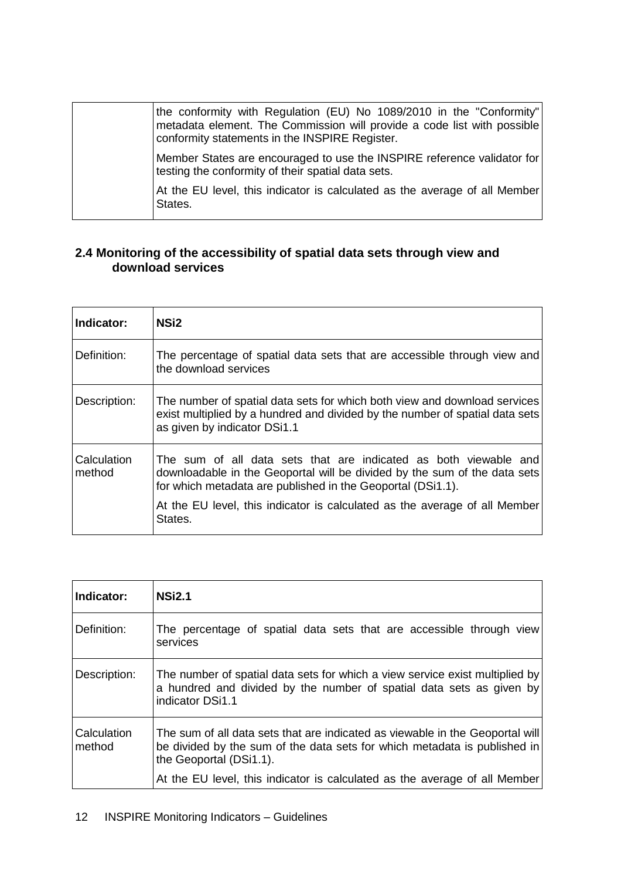| | |
|---|---|
| | the conformity with Regulation (EU) No 1089/2010 in the "Conformity" metadata element. The Commission will provide a code list with possible conformity statements in the INSPIRE Register.<br><br>Member States are encouraged to use the INSPIRE reference validator for testing the conformity of their spatial data sets.<br><br>At the EU level, this indicator is calculated as the average of all Member States. |

### 2.4 Monitoring of the accessibility of spatial data sets through view and download services

| **Indicator:** | **NSi2** |
|---|---|
| Definition: | The percentage of spatial data sets that are accessible through view and the download services |
| Description: | The number of spatial data sets for which both view and download services exist multiplied by a hundred and divided by the number of spatial data sets as given by indicator DSi1.1 |
| Calculation method | The sum of all data sets that are indicated as both viewable and downloadable in the Geoportal will be divided by the sum of the data sets for which metadata are published in the Geoportal (DSi1.1).<br><br>At the EU level, this indicator is calculated as the average of all Member States. |

| **Indicator:** | **NSi2.1** |
|---|---|
| Definition: | The percentage of spatial data sets that are accessible through view services |
| Description: | The number of spatial data sets for which a view service exist multiplied by a hundred and divided by the number of spatial data sets as given by indicator DSi1.1 |
| Calculation method | The sum of all data sets that are indicated as viewable in the Geoportal will be divided by the sum of the data sets for which metadata is published in the Geoportal (DSi1.1).<br><br>At the EU level, this indicator is calculated as the average of all Member |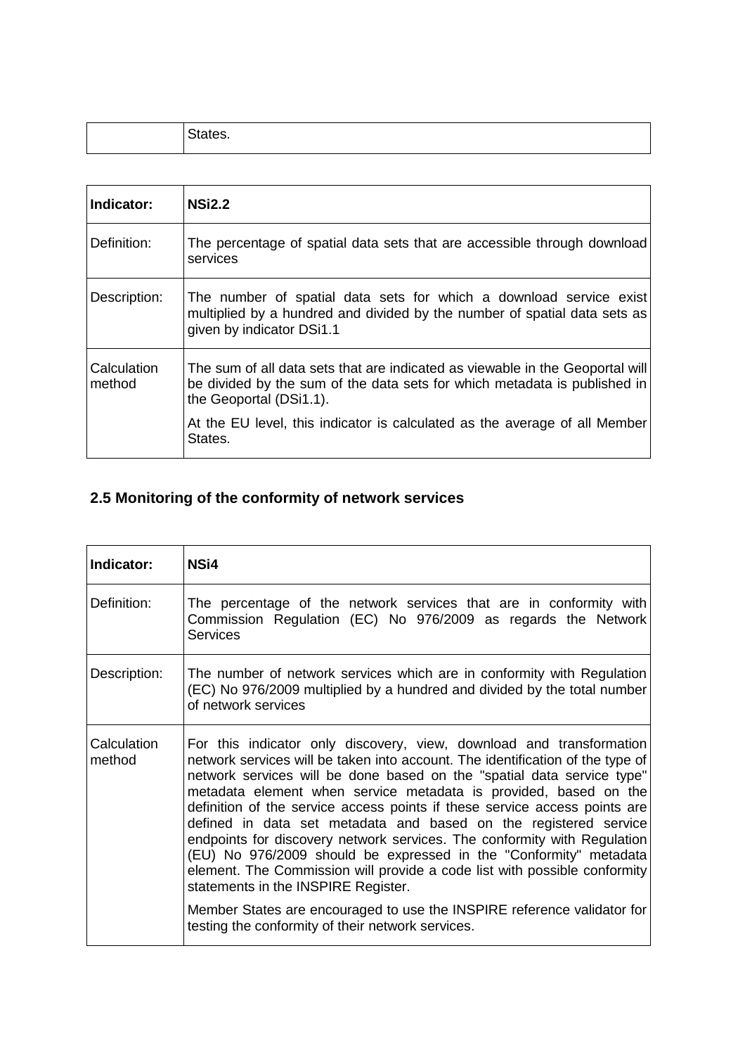| | States. |
|---|---|

| Indicator: | NSi2.2 |
|---|---|
| Definition: | The percentage of spatial data sets that are accessible through download services |
| Description: | The number of spatial data sets for which a download service exist multiplied by a hundred and divided by the number of spatial data sets as given by indicator DSi1.1 |
| Calculation method | The sum of all data sets that are indicated as viewable in the Geoportal will be divided by the sum of the data sets for which metadata is published in the Geoportal (DSi1.1).<br><br>At the EU level, this indicator is calculated as the average of all Member States. |

## 2.5 Monitoring of the conformity of network services

| Indicator: | NSi4 |
|---|---|
| Definition: | The percentage of the network services that are in conformity with Commission Regulation (EC) No 976/2009 as regards the Network Services |
| Description: | The number of network services which are in conformity with Regulation (EC) No 976/2009 multiplied by a hundred and divided by the total number of network services |
| Calculation method | For this indicator only discovery, view, download and transformation network services will be taken into account. The identification of the type of network services will be done based on the "spatial data service type" metadata element when service metadata is provided, based on the definition of the service access points if these service access points are defined in data set metadata and based on the registered service endpoints for discovery network services. The conformity with Regulation (EU) No 976/2009 should be expressed in the "Conformity" metadata element. The Commission will provide a code list with possible conformity statements in the INSPIRE Register.<br><br>Member States are encouraged to use the INSPIRE reference validator for testing the conformity of their network services. |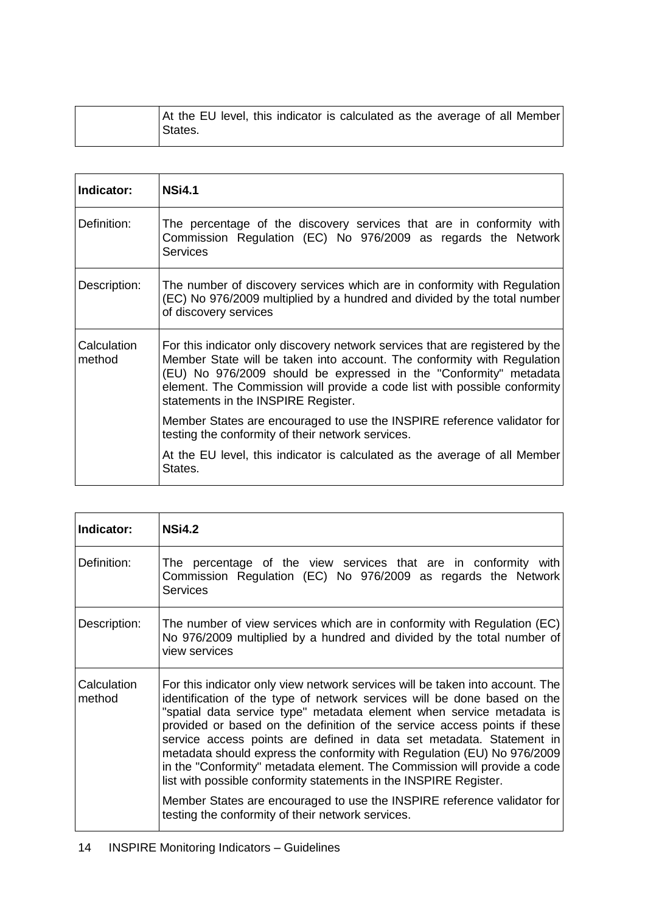| | |
|---|---|
| | At the EU level, this indicator is calculated as the average of all Member States. |

| **Indicator:** | **NSi4.1** |
|---|---|
| Definition: | The percentage of the discovery services that are in conformity with Commission Regulation (EC) No 976/2009 as regards the Network Services |
| Description: | The number of discovery services which are in conformity with Regulation (EC) No 976/2009 multiplied by a hundred and divided by the total number of discovery services |
| Calculation method | For this indicator only discovery network services that are registered by the Member State will be taken into account. The conformity with Regulation (EU) No 976/2009 should be expressed in the "Conformity" metadata element. The Commission will provide a code list with possible conformity statements in the INSPIRE Register.<br><br>Member States are encouraged to use the INSPIRE reference validator for testing the conformity of their network services.<br><br>At the EU level, this indicator is calculated as the average of all Member States. |

| **Indicator:** | **NSi4.2** |
|---|---|
| Definition: | The percentage of the view services that are in conformity with Commission Regulation (EC) No 976/2009 as regards the Network Services |
| Description: | The number of view services which are in conformity with Regulation (EC) No 976/2009 multiplied by a hundred and divided by the total number of view services |
| Calculation method | For this indicator only view network services will be taken into account. The identification of the type of network services will be done based on the "spatial data service type" metadata element when service metadata is provided or based on the definition of the service access points if these service access points are defined in data set metadata. Statement in metadata should express the conformity with Regulation (EU) No 976/2009 in the "Conformity" metadata element. The Commission will provide a code list with possible conformity statements in the INSPIRE Register.<br><br>Member States are encouraged to use the INSPIRE reference validator for testing the conformity of their network services. |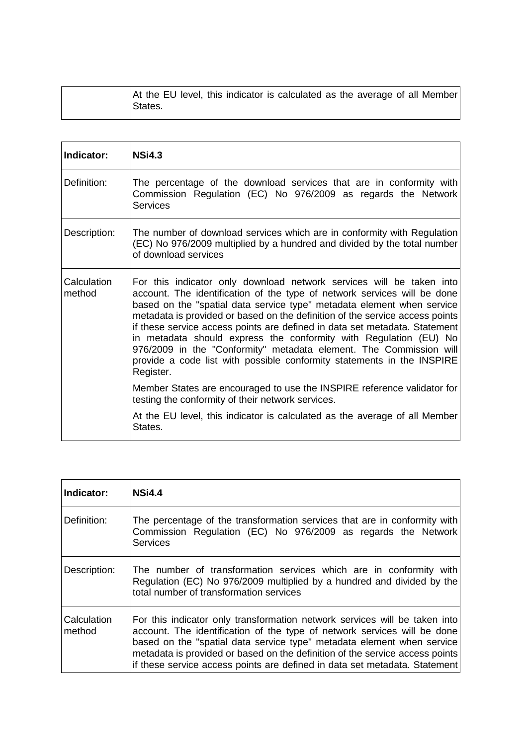| | |
|---|---|
| | At the EU level, this indicator is calculated as the average of all Member States. |

| Indicator: | NSi4.3 |
|---|---|
| Definition: | The percentage of the download services that are in conformity with Commission Regulation (EC) No 976/2009 as regards the Network Services |
| Description: | The number of download services which are in conformity with Regulation (EC) No 976/2009 multiplied by a hundred and divided by the total number of download services |
| Calculation method | For this indicator only download network services will be taken into account. The identification of the type of network services will be done based on the "spatial data service type" metadata element when service metadata is provided or based on the definition of the service access points if these service access points are defined in data set metadata. Statement in metadata should express the conformity with Regulation (EU) No 976/2009 in the "Conformity" metadata element. The Commission will provide a code list with possible conformity statements in the INSPIRE Register.<br><br>Member States are encouraged to use the INSPIRE reference validator for testing the conformity of their network services.<br><br>At the EU level, this indicator is calculated as the average of all Member States. |

| Indicator: | NSi4.4 |
|---|---|
| Definition: | The percentage of the transformation services that are in conformity with Commission Regulation (EC) No 976/2009 as regards the Network Services |
| Description: | The number of transformation services which are in conformity with Regulation (EC) No 976/2009 multiplied by a hundred and divided by the total number of transformation services |
| Calculation method | For this indicator only transformation network services will be taken into account. The identification of the type of network services will be done based on the "spatial data service type" metadata element when service metadata is provided or based on the definition of the service access points if these service access points are defined in data set metadata. Statement |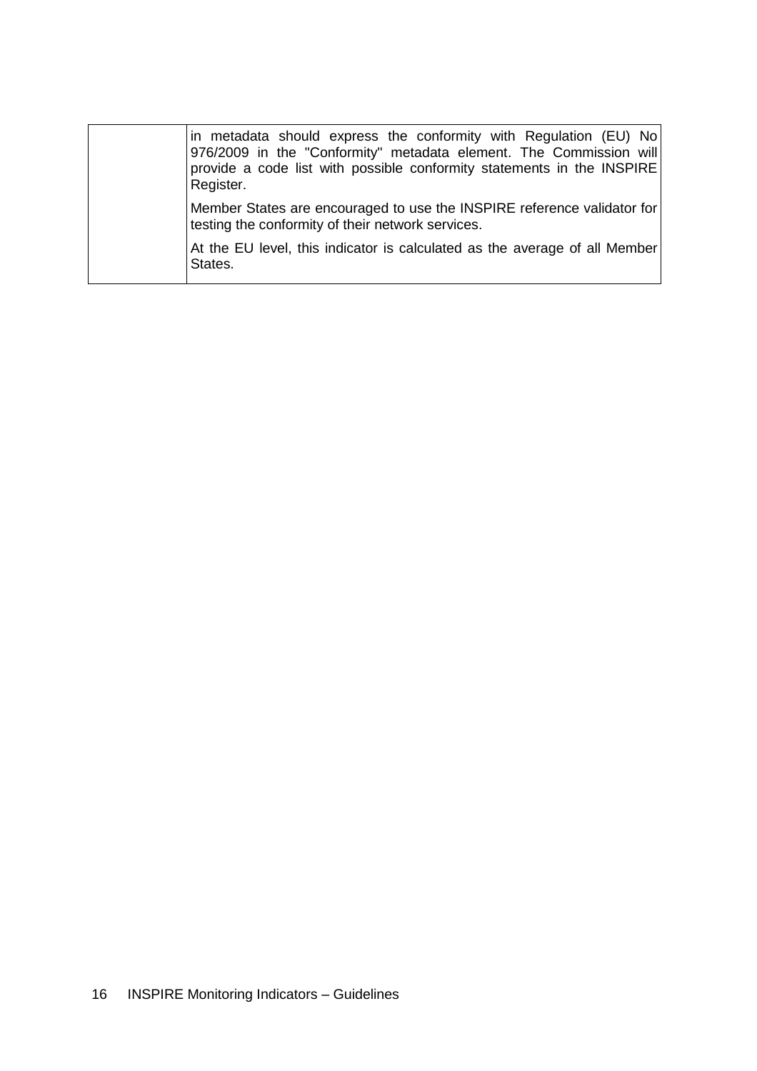| | |
|---|---|
| | in metadata should express the conformity with Regulation (EU) No 976/2009 in the "Conformity" metadata element. The Commission will provide a code list with possible conformity statements in the INSPIRE Register.<br><br>Member States are encouraged to use the INSPIRE reference validator for testing the conformity of their network services.<br><br>At the EU level, this indicator is calculated as the average of all Member States. |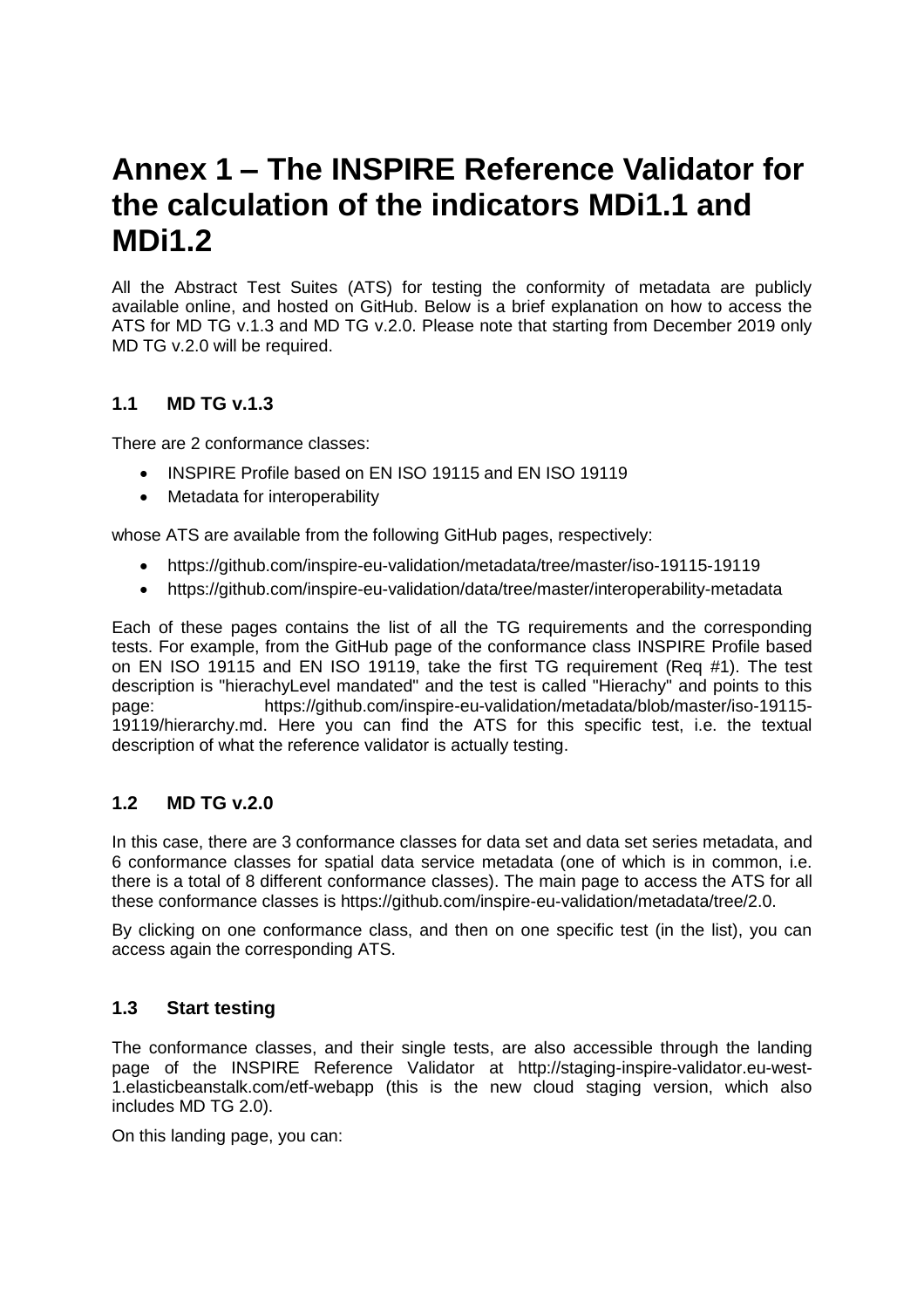# Annex 1 – The INSPIRE Reference Validator for the calculation of the indicators MDi1.1 and MDi1.2

All the Abstract Test Suites (ATS) for testing the conformity of metadata are publicly available online, and hosted on GitHub. Below is a brief explanation on how to access the ATS for MD TG v.1.3 and MD TG v.2.0. Please note that starting from December 2019 only MD TG v.2.0 will be required.

## 1.1 MD TG v.1.3

There are 2 conformance classes:

- INSPIRE Profile based on EN ISO 19115 and EN ISO 19119
- Metadata for interoperability

whose ATS are available from the following GitHub pages, respectively:

- https://github.com/inspire-eu-validation/metadata/tree/master/iso-19115-19119
- https://github.com/inspire-eu-validation/data/tree/master/interoperability-metadata

Each of these pages contains the list of all the TG requirements and the corresponding tests. For example, from the GitHub page of the conformance class INSPIRE Profile based on EN ISO 19115 and EN ISO 19119, take the first TG requirement (Req #1). The test description is "hierachyLevel mandated" and the test is called "Hierachy" and points to this page: https://github.com/inspire-eu-validation/metadata/blob/master/iso-19115-19119/hierarchy.md. Here you can find the ATS for this specific test, i.e. the textual description of what the reference validator is actually testing.

## 1.2 MD TG v.2.0

In this case, there are 3 conformance classes for data set and data set series metadata, and 6 conformance classes for spatial data service metadata (one of which is in common, i.e. there is a total of 8 different conformance classes). The main page to access the ATS for all these conformance classes is https://github.com/inspire-eu-validation/metadata/tree/2.0.

By clicking on one conformance class, and then on one specific test (in the list), you can access again the corresponding ATS.

## 1.3 Start testing

The conformance classes, and their single tests, are also accessible through the landing page of the INSPIRE Reference Validator at http://staging-inspire-validator.eu-west-1.elasticbeanstalk.com/etf-webapp (this is the new cloud staging version, which also includes MD TG 2.0).

On this landing page, you can: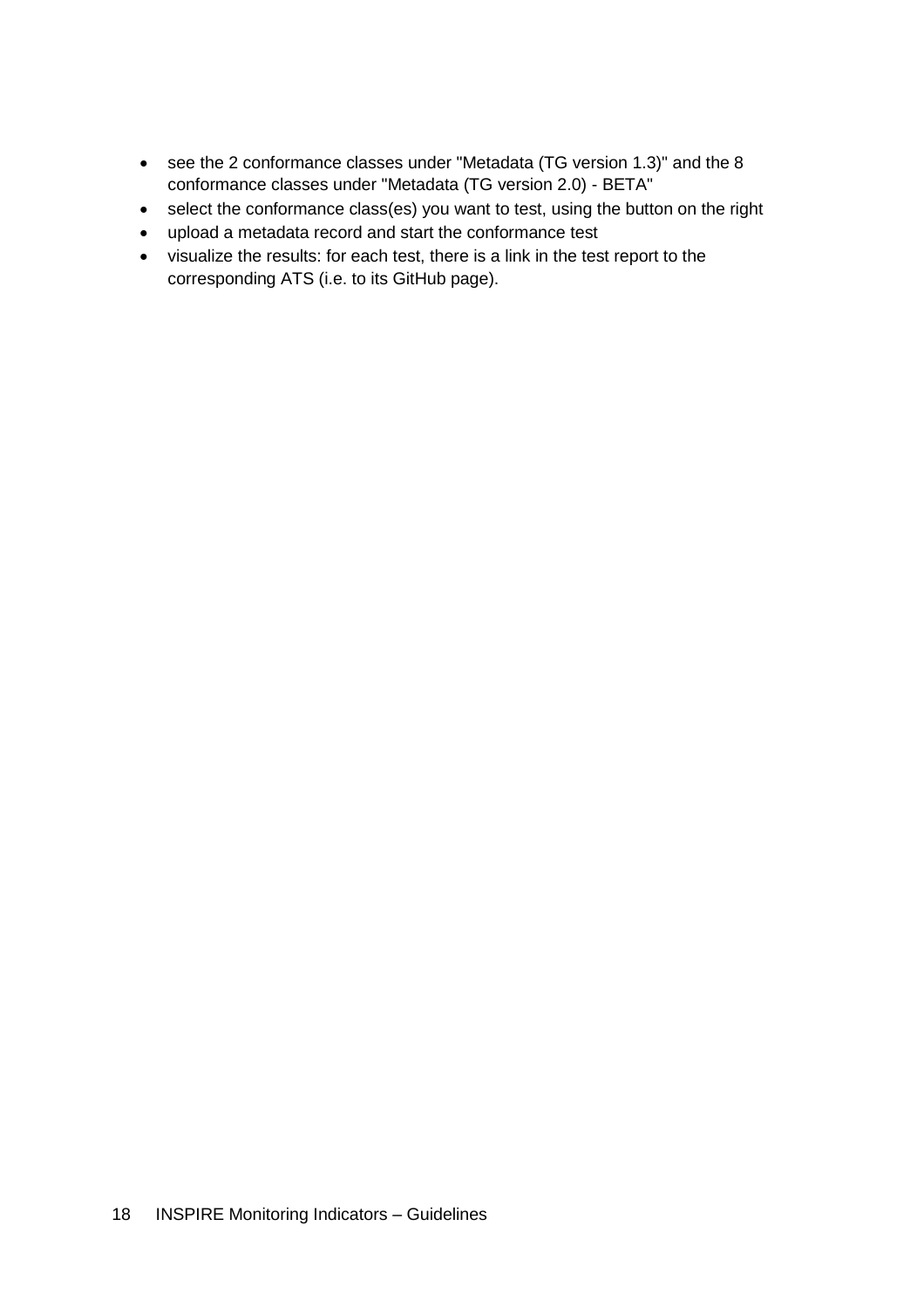- see the 2 conformance classes under "Metadata (TG version 1.3)" and the 8 conformance classes under "Metadata (TG version 2.0) - BETA"
- select the conformance class(es) you want to test, using the button on the right
- upload a metadata record and start the conformance test
- visualize the results: for each test, there is a link in the test report to the corresponding ATS (i.e. to its GitHub page).